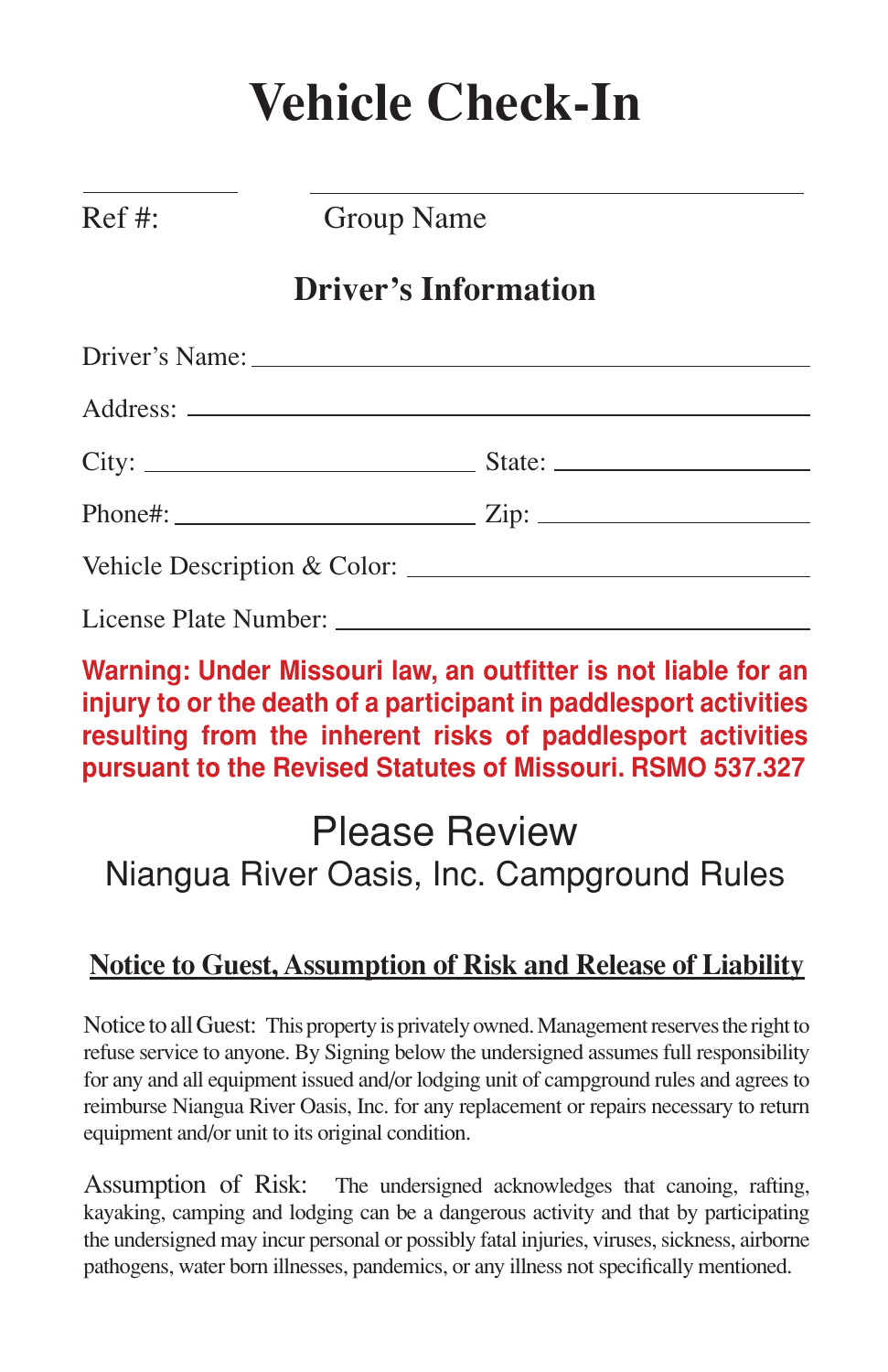# Vehicle Check-In

Ref #: ______ Group Name ______________________

## Driver's Information

Driver's Name: ______________________________

Address: ______________________________

City: ______________ State: ______________

Phone#: ______________ Zip: ______________

Vehicle Description & Color: ______________________

License Plate Number: ______________________

**Warning: Under Missouri law, an outfitter is not liable for an injury to or the death of a participant in paddlesport activities resulting from the inherent risks of paddlesport activities pursuant to the Revised Statutes of Missouri. RSMO 537.327**

## Please Review
### Niangua River Oasis, Inc. Campground Rules

**Notice to Guest, Assumption of Risk and Release of Liability**

Notice to all Guest: This property is privately owned. Management reserves the right to refuse service to anyone. By Signing below the undersigned assumes full responsibility for any and all equipment issued and/or lodging unit of campground rules and agrees to reimburse Niangua River Oasis, Inc. for any replacement or repairs necessary to return equipment and/or unit to its original condition.

Assumption of Risk: The undersigned acknowledges that canoeing, rafting, kayaking, camping and lodging can be a dangerous activity and that by participating the undersigned may incur personal or possibly fatal injuries, viruses, sickness, airborne pathogens, water born illnesses, pandemics, or any illness not specifically mentioned.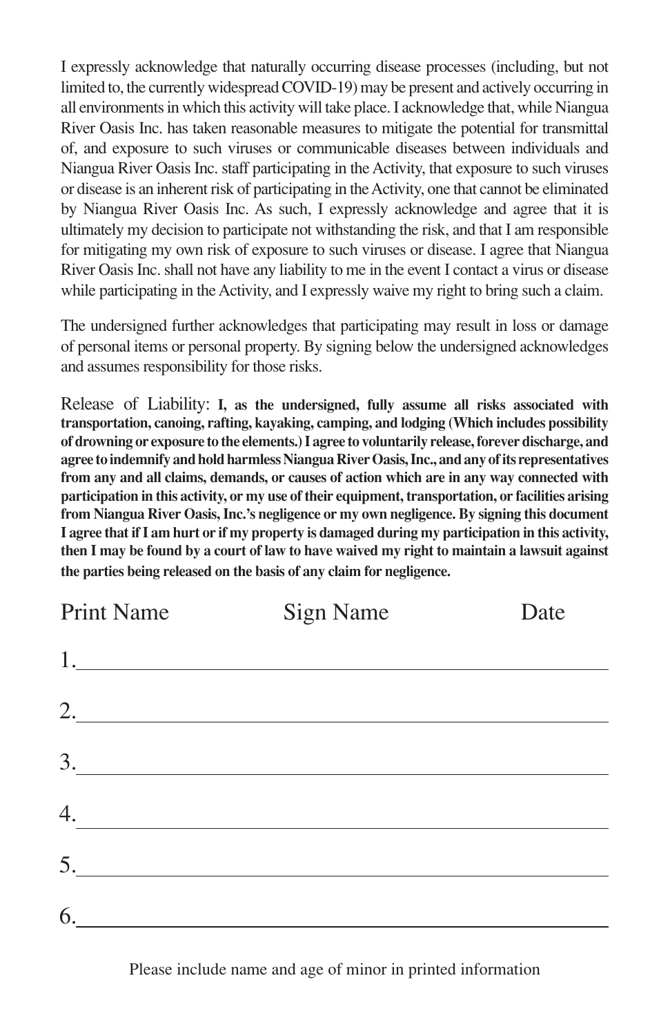I expressly acknowledge that naturally occurring disease processes (including, but not limited to, the currently widespread COVID-19) may be present and actively occurring in all environments in which this activity will take place. I acknowledge that, while Niangua River Oasis Inc. has taken reasonable measures to mitigate the potential for transmittal of, and exposure to such viruses or communicable diseases between individuals and Niangua River Oasis Inc. staff participating in the Activity, that exposure to such viruses or disease is an inherent risk of participating in the Activity, one that cannot be eliminated by Niangua River Oasis Inc. As such, I expressly acknowledge and agree that it is ultimately my decision to participate not withstanding the risk, and that I am responsible for mitigating my own risk of exposure to such viruses or disease. I agree that Niangua River Oasis Inc. shall not have any liability to me in the event I contact a virus or disease while participating in the Activity, and I expressly waive my right to bring such a claim.

The undersigned further acknowledges that participating may result in loss or damage of personal items or personal property. By signing below the undersigned acknowledges and assumes responsibility for those risks.

Release of Liability: **I, as the undersigned, fully assume all risks associated with transportation, canoing, rafting, kayaking, camping, and lodging (Which includes possibility of drowning or exposure to the elements.) I agree to voluntarily release, forever discharge, and agree to indemnify and hold harmless Niangua River Oasis, Inc., and any of its representatives from any and all claims, demands, or causes of action which are in any way connected with participation in this activity, or my use of their equipment, transportation, or facilities arising from Niangua River Oasis, Inc.'s negligence or my own negligence. By signing this document I agree that if I am hurt or if my property is damaged during my participation in this activity, then I may be found by a court of law to have waived my right to maintain a lawsuit against the parties being released on the basis of any claim for negligence.**

| Print Name | Sign Name | Date |
|---|---|---|
| 1. | | |
| 2. | | |
| 3. | | |
| 4. | | |
| 5. | | |
| 6. | | |

Please include name and age of minor in printed information